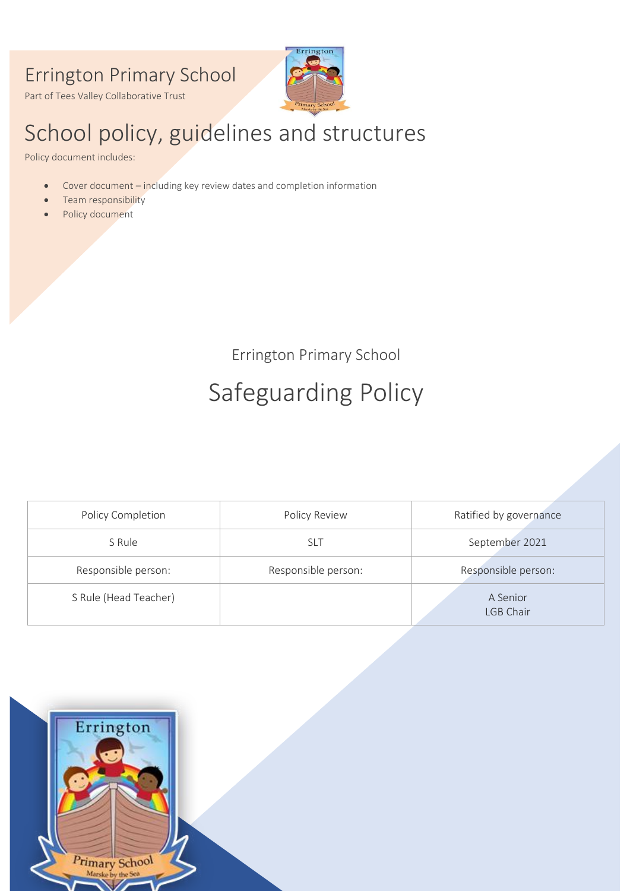# Errington Primary School

Part of Tees Valley Collaborative Trust

# School policy, guidelines and structures

Policy document includes:

- Cover document – including key review dates and completion information
- Team responsibility
- Policy document

Errington Primary School

## Safeguarding Policy

| Policy Completion | Policy Review | Ratified by governance |
|---|---|---|
| S Rule | SLT | September 2021 |
| Responsible person: | Responsible person: | Responsible person: |
| S Rule (Head Teacher) | | A Senior<br>LGB Chair |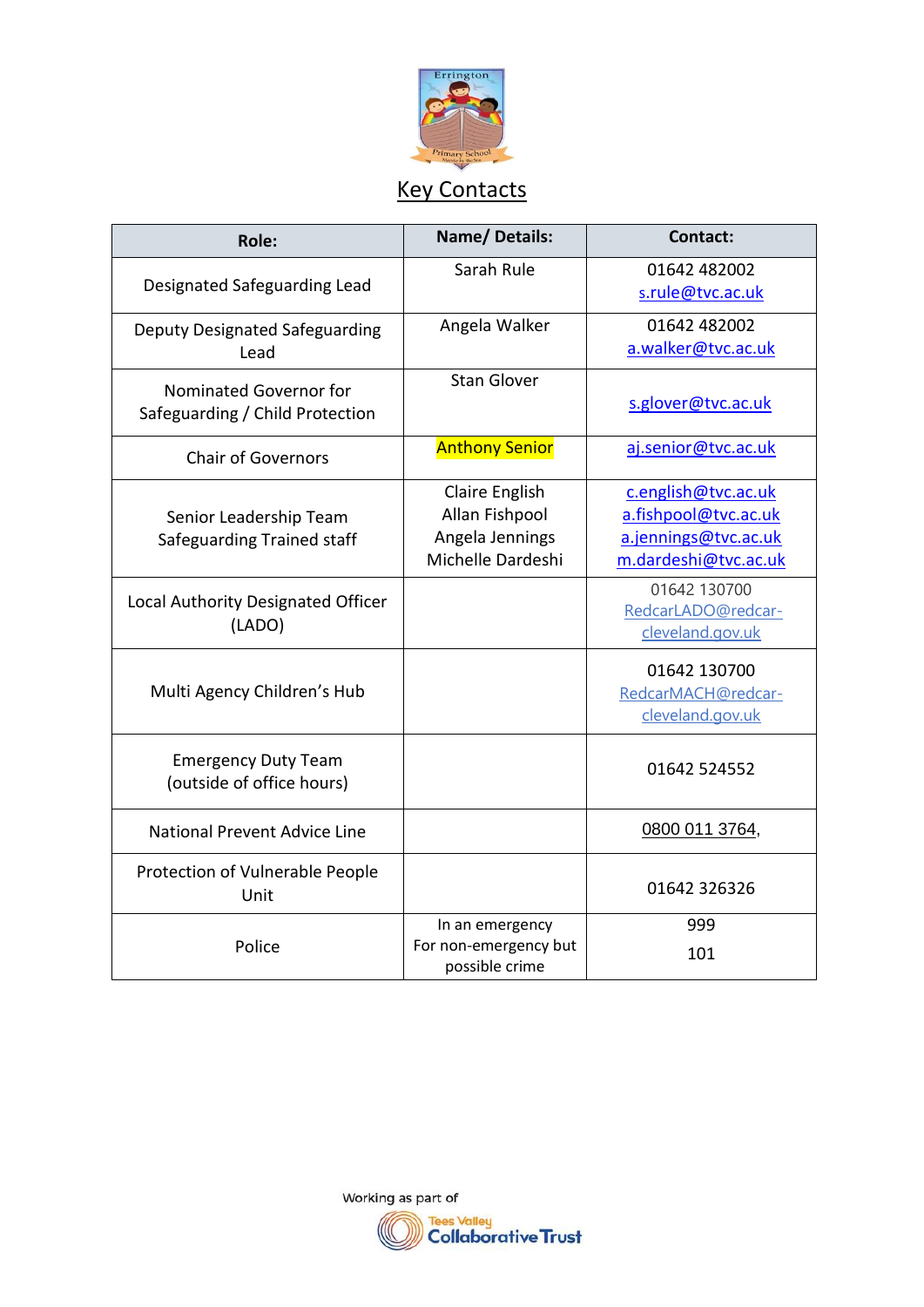# Key Contacts

| Role: | Name/ Details: | Contact: |
|---|---|---|
| Designated Safeguarding Lead | Sarah Rule | 01642 482002 s.rule@tvc.ac.uk |
| Deputy Designated Safeguarding Lead | Angela Walker | 01642 482002 a.walker@tvc.ac.uk |
| Nominated Governor for Safeguarding / Child Protection | Stan Glover | s.glover@tvc.ac.uk |
| Chair of Governors | Anthony Senior | aj.senior@tvc.ac.uk |
| Senior Leadership Team Safeguarding Trained staff | Claire English<br>Allan Fishpool<br>Angela Jennings<br>Michelle Dardeshi | c.english@tvc.ac.uk<br>a.fishpool@tvc.ac.uk<br>a.jennings@tvc.ac.uk<br>m.dardeshi@tvc.ac.uk |
| Local Authority Designated Officer (LADO) | | 01642 130700 RedcarLADO@redcar-cleveland.gov.uk |
| Multi Agency Children's Hub | | 01642 130700 RedcarMACH@redcar-cleveland.gov.uk |
| Emergency Duty Team (outside of office hours) | | 01642 524552 |
| National Prevent Advice Line | | 0800 011 3764, |
| Protection of Vulnerable People Unit | | 01642 326326 |
| Police | In an emergency<br>For non-emergency but possible crime | 999<br>101 |

Working as part of Tees Valley Collaborative Trust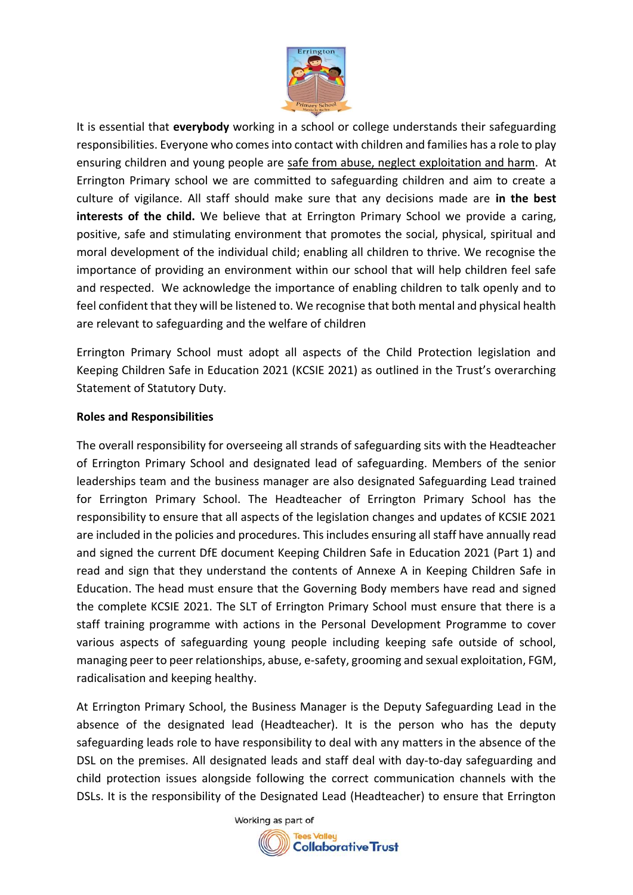It is essential that **everybody** working in a school or college understands their safeguarding responsibilities. Everyone who comes into contact with children and families has a role to play ensuring children and young people are safe from abuse, neglect exploitation and harm. At Errington Primary school we are committed to safeguarding children and aim to create a culture of vigilance. All staff should make sure that any decisions made are **in the best interests of the child.** We believe that at Errington Primary School we provide a caring, positive, safe and stimulating environment that promotes the social, physical, spiritual and moral development of the individual child; enabling all children to thrive. We recognise the importance of providing an environment within our school that will help children feel safe and respected. We acknowledge the importance of enabling children to talk openly and to feel confident that they will be listened to. We recognise that both mental and physical health are relevant to safeguarding and the welfare of children

Errington Primary School must adopt all aspects of the Child Protection legislation and Keeping Children Safe in Education 2021 (KCSIE 2021) as outlined in the Trust's overarching Statement of Statutory Duty.

**Roles and Responsibilities**

The overall responsibility for overseeing all strands of safeguarding sits with the Headteacher of Errington Primary School and designated lead of safeguarding. Members of the senior leaderships team and the business manager are also designated Safeguarding Lead trained for Errington Primary School. The Headteacher of Errington Primary School has the responsibility to ensure that all aspects of the legislation changes and updates of KCSIE 2021 are included in the policies and procedures. This includes ensuring all staff have annually read and signed the current DfE document Keeping Children Safe in Education 2021 (Part 1) and read and sign that they understand the contents of Annexe A in Keeping Children Safe in Education. The head must ensure that the Governing Body members have read and signed the complete KCSIE 2021. The SLT of Errington Primary School must ensure that there is a staff training programme with actions in the Personal Development Programme to cover various aspects of safeguarding young people including keeping safe outside of school, managing peer to peer relationships, abuse, e-safety, grooming and sexual exploitation, FGM, radicalisation and keeping healthy.

At Errington Primary School, the Business Manager is the Deputy Safeguarding Lead in the absence of the designated lead (Headteacher). It is the person who has the deputy safeguarding leads role to have responsibility to deal with any matters in the absence of the DSL on the premises. All designated leads and staff deal with day-to-day safeguarding and child protection issues alongside following the correct communication channels with the DSLs. It is the responsibility of the Designated Lead (Headteacher) to ensure that Errington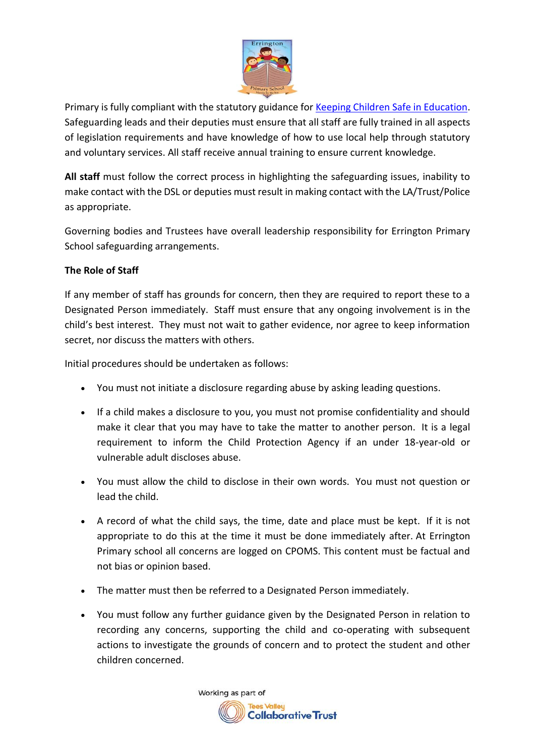Primary is fully compliant with the statutory guidance for Keeping Children Safe in Education. Safeguarding leads and their deputies must ensure that all staff are fully trained in all aspects of legislation requirements and have knowledge of how to use local help through statutory and voluntary services. All staff receive annual training to ensure current knowledge.

**All staff** must follow the correct process in highlighting the safeguarding issues, inability to make contact with the DSL or deputies must result in making contact with the LA/Trust/Police as appropriate.

Governing bodies and Trustees have overall leadership responsibility for Errington Primary School safeguarding arrangements.

**The Role of Staff**

If any member of staff has grounds for concern, then they are required to report these to a Designated Person immediately. Staff must ensure that any ongoing involvement is in the child's best interest. They must not wait to gather evidence, nor agree to keep information secret, nor discuss the matters with others.

Initial procedures should be undertaken as follows:

- You must not initiate a disclosure regarding abuse by asking leading questions.
- If a child makes a disclosure to you, you must not promise confidentiality and should make it clear that you may have to take the matter to another person. It is a legal requirement to inform the Child Protection Agency if an under 18-year-old or vulnerable adult discloses abuse.
- You must allow the child to disclose in their own words. You must not question or lead the child.
- A record of what the child says, the time, date and place must be kept. If it is not appropriate to do this at the time it must be done immediately after. At Errington Primary school all concerns are logged on CPOMS. This content must be factual and not bias or opinion based.
- The matter must then be referred to a Designated Person immediately.
- You must follow any further guidance given by the Designated Person in relation to recording any concerns, supporting the child and co-operating with subsequent actions to investigate the grounds of concern and to protect the student and other children concerned.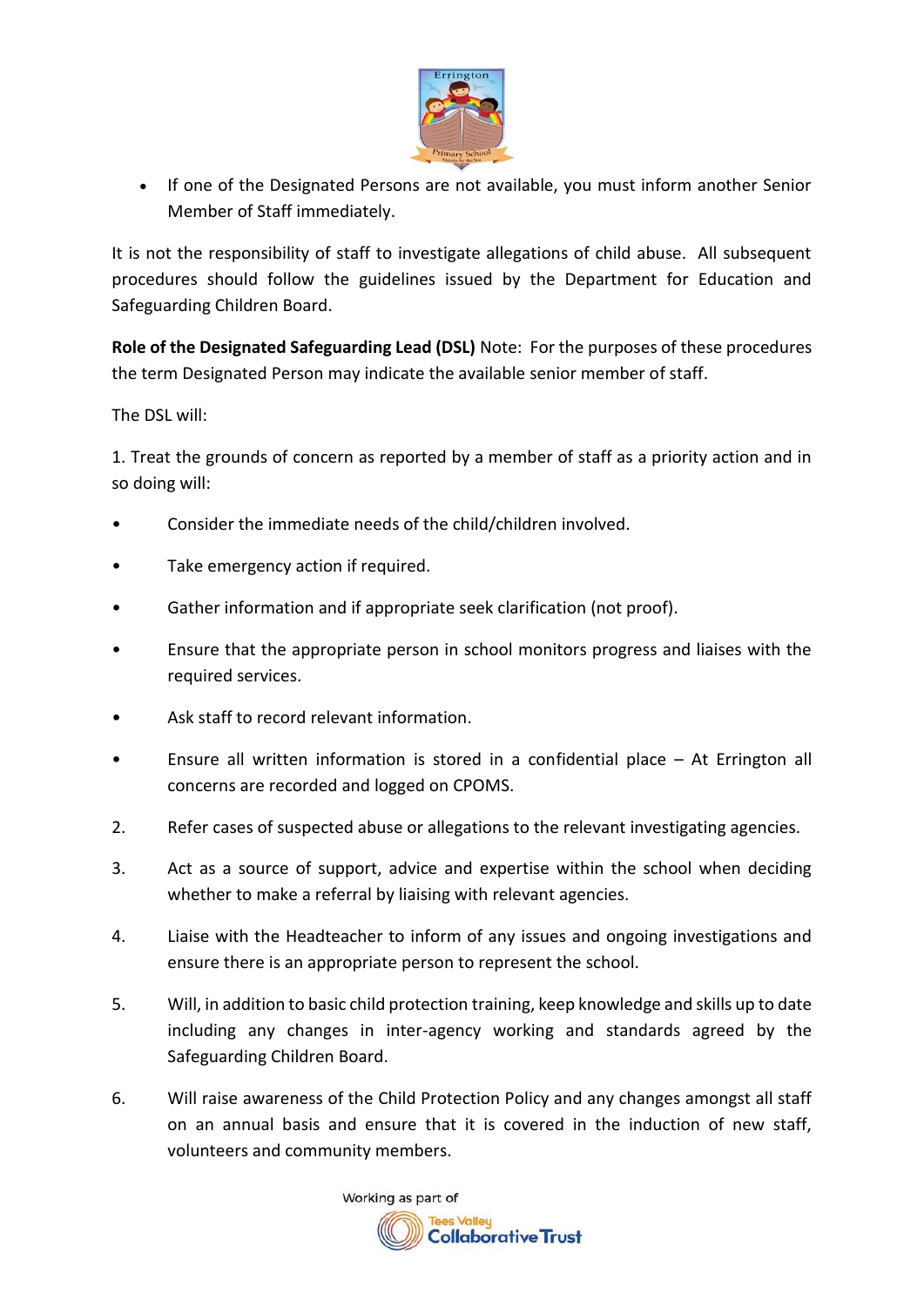- If one of the Designated Persons are not available, you must inform another Senior Member of Staff immediately.

It is not the responsibility of staff to investigate allegations of child abuse. All subsequent procedures should follow the guidelines issued by the Department for Education and Safeguarding Children Board.

**Role of the Designated Safeguarding Lead (DSL)** Note: For the purposes of these procedures the term Designated Person may indicate the available senior member of staff.

The DSL will:

1. Treat the grounds of concern as reported by a member of staff as a priority action and in so doing will:

- Consider the immediate needs of the child/children involved.
- Take emergency action if required.
- Gather information and if appropriate seek clarification (not proof).
- Ensure that the appropriate person in school monitors progress and liaises with the required services.
- Ask staff to record relevant information.
- Ensure all written information is stored in a confidential place – At Errington all concerns are recorded and logged on CPOMS.

2. Refer cases of suspected abuse or allegations to the relevant investigating agencies.

3. Act as a source of support, advice and expertise within the school when deciding whether to make a referral by liaising with relevant agencies.

4. Liaise with the Headteacher to inform of any issues and ongoing investigations and ensure there is an appropriate person to represent the school.

5. Will, in addition to basic child protection training, keep knowledge and skills up to date including any changes in inter-agency working and standards agreed by the Safeguarding Children Board.

6. Will raise awareness of the Child Protection Policy and any changes amongst all staff on an annual basis and ensure that it is covered in the induction of new staff, volunteers and community members.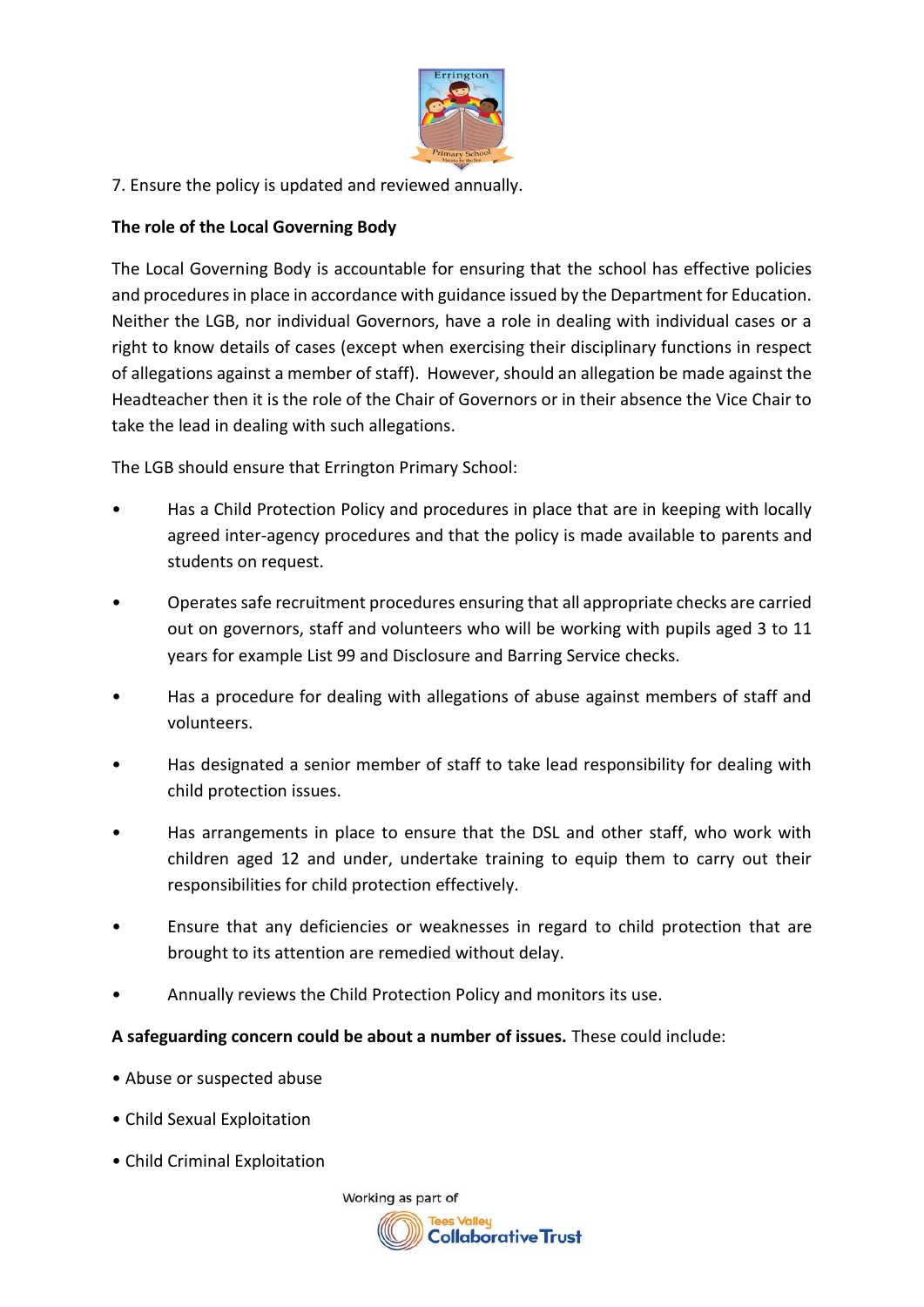7. Ensure the policy is updated and reviewed annually.

**The role of the Local Governing Body**

The Local Governing Body is accountable for ensuring that the school has effective policies and procedures in place in accordance with guidance issued by the Department for Education. Neither the LGB, nor individual Governors, have a role in dealing with individual cases or a right to know details of cases (except when exercising their disciplinary functions in respect of allegations against a member of staff). However, should an allegation be made against the Headteacher then it is the role of the Chair of Governors or in their absence the Vice Chair to take the lead in dealing with such allegations.

The LGB should ensure that Errington Primary School:

- Has a Child Protection Policy and procedures in place that are in keeping with locally agreed inter-agency procedures and that the policy is made available to parents and students on request.
- Operates safe recruitment procedures ensuring that all appropriate checks are carried out on governors, staff and volunteers who will be working with pupils aged 3 to 11 years for example List 99 and Disclosure and Barring Service checks.
- Has a procedure for dealing with allegations of abuse against members of staff and volunteers.
- Has designated a senior member of staff to take lead responsibility for dealing with child protection issues.
- Has arrangements in place to ensure that the DSL and other staff, who work with children aged 12 and under, undertake training to equip them to carry out their responsibilities for child protection effectively.
- Ensure that any deficiencies or weaknesses in regard to child protection that are brought to its attention are remedied without delay.
- Annually reviews the Child Protection Policy and monitors its use.

**A safeguarding concern could be about a number of issues.** These could include:

- Abuse or suspected abuse
- Child Sexual Exploitation
- Child Criminal Exploitation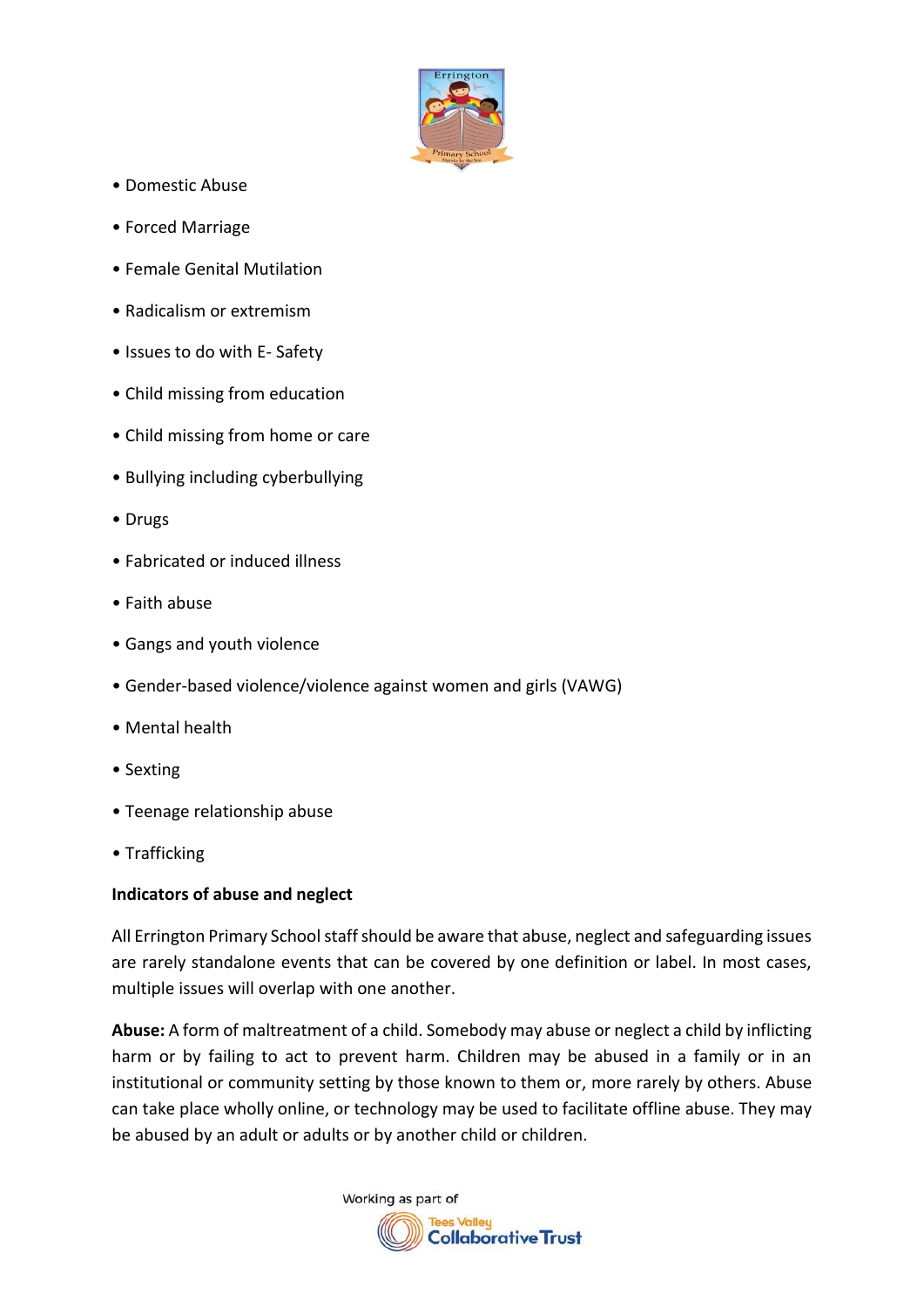- Domestic Abuse
- Forced Marriage
- Female Genital Mutilation
- Radicalism or extremism
- Issues to do with E- Safety
- Child missing from education
- Child missing from home or care
- Bullying including cyberbullying
- Drugs
- Fabricated or induced illness
- Faith abuse
- Gangs and youth violence
- Gender-based violence/violence against women and girls (VAWG)
- Mental health
- Sexting
- Teenage relationship abuse
- Trafficking

**Indicators of abuse and neglect**

All Errington Primary School staff should be aware that abuse, neglect and safeguarding issues are rarely standalone events that can be covered by one definition or label. In most cases, multiple issues will overlap with one another.

**Abuse:** A form of maltreatment of a child. Somebody may abuse or neglect a child by inflicting harm or by failing to act to prevent harm. Children may be abused in a family or in an institutional or community setting by those known to them or, more rarely by others. Abuse can take place wholly online, or technology may be used to facilitate offline abuse. They may be abused by an adult or adults or by another child or children.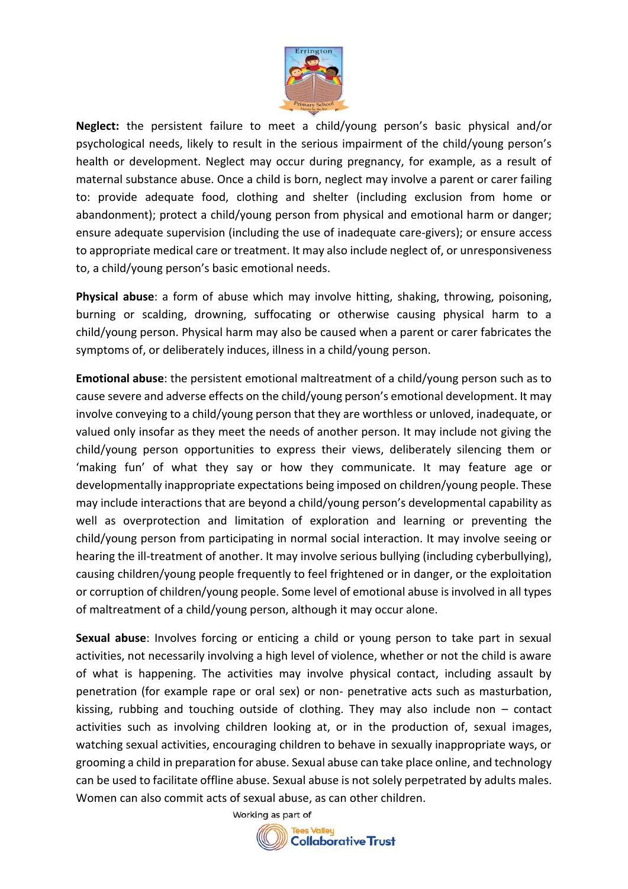**Neglect:** the persistent failure to meet a child/young person's basic physical and/or psychological needs, likely to result in the serious impairment of the child/young person's health or development. Neglect may occur during pregnancy, for example, as a result of maternal substance abuse. Once a child is born, neglect may involve a parent or carer failing to: provide adequate food, clothing and shelter (including exclusion from home or abandonment); protect a child/young person from physical and emotional harm or danger; ensure adequate supervision (including the use of inadequate care-givers); or ensure access to appropriate medical care or treatment. It may also include neglect of, or unresponsiveness to, a child/young person's basic emotional needs.

**Physical abuse**: a form of abuse which may involve hitting, shaking, throwing, poisoning, burning or scalding, drowning, suffocating or otherwise causing physical harm to a child/young person. Physical harm may also be caused when a parent or carer fabricates the symptoms of, or deliberately induces, illness in a child/young person.

**Emotional abuse**: the persistent emotional maltreatment of a child/young person such as to cause severe and adverse effects on the child/young person's emotional development. It may involve conveying to a child/young person that they are worthless or unloved, inadequate, or valued only insofar as they meet the needs of another person. It may include not giving the child/young person opportunities to express their views, deliberately silencing them or 'making fun' of what they say or how they communicate. It may feature age or developmentally inappropriate expectations being imposed on children/young people. These may include interactions that are beyond a child/young person's developmental capability as well as overprotection and limitation of exploration and learning or preventing the child/young person from participating in normal social interaction. It may involve seeing or hearing the ill-treatment of another. It may involve serious bullying (including cyberbullying), causing children/young people frequently to feel frightened or in danger, or the exploitation or corruption of children/young people. Some level of emotional abuse is involved in all types of maltreatment of a child/young person, although it may occur alone.

**Sexual abuse**: Involves forcing or enticing a child or young person to take part in sexual activities, not necessarily involving a high level of violence, whether or not the child is aware of what is happening. The activities may involve physical contact, including assault by penetration (for example rape or oral sex) or non- penetrative acts such as masturbation, kissing, rubbing and touching outside of clothing. They may also include non – contact activities such as involving children looking at, or in the production of, sexual images, watching sexual activities, encouraging children to behave in sexually inappropriate ways, or grooming a child in preparation for abuse. Sexual abuse can take place online, and technology can be used to facilitate offline abuse. Sexual abuse is not solely perpetrated by adults males. Women can also commit acts of sexual abuse, as can other children.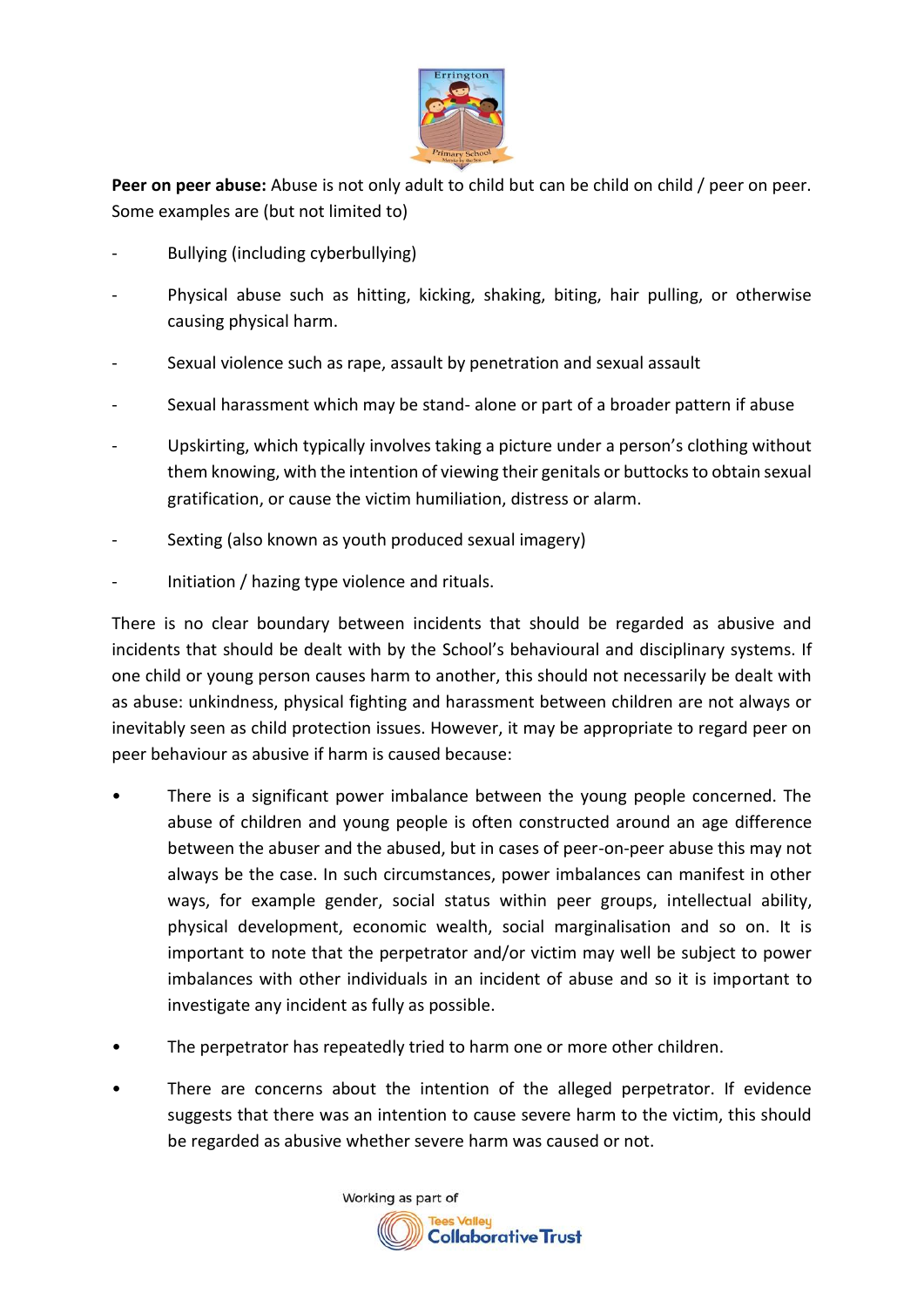**Peer on peer abuse:** Abuse is not only adult to child but can be child on child / peer on peer. Some examples are (but not limited to)

- Bullying (including cyberbullying)
- Physical abuse such as hitting, kicking, shaking, biting, hair pulling, or otherwise causing physical harm.
- Sexual violence such as rape, assault by penetration and sexual assault
- Sexual harassment which may be stand- alone or part of a broader pattern if abuse
- Upskirting, which typically involves taking a picture under a person's clothing without them knowing, with the intention of viewing their genitals or buttocks to obtain sexual gratification, or cause the victim humiliation, distress or alarm.
- Sexting (also known as youth produced sexual imagery)
- Initiation / hazing type violence and rituals.

There is no clear boundary between incidents that should be regarded as abusive and incidents that should be dealt with by the School's behavioural and disciplinary systems. If one child or young person causes harm to another, this should not necessarily be dealt with as abuse: unkindness, physical fighting and harassment between children are not always or inevitably seen as child protection issues. However, it may be appropriate to regard peer on peer behaviour as abusive if harm is caused because:

- There is a significant power imbalance between the young people concerned. The abuse of children and young people is often constructed around an age difference between the abuser and the abused, but in cases of peer-on-peer abuse this may not always be the case. In such circumstances, power imbalances can manifest in other ways, for example gender, social status within peer groups, intellectual ability, physical development, economic wealth, social marginalisation and so on. It is important to note that the perpetrator and/or victim may well be subject to power imbalances with other individuals in an incident of abuse and so it is important to investigate any incident as fully as possible.
- The perpetrator has repeatedly tried to harm one or more other children.
- There are concerns about the intention of the alleged perpetrator. If evidence suggests that there was an intention to cause severe harm to the victim, this should be regarded as abusive whether severe harm was caused or not.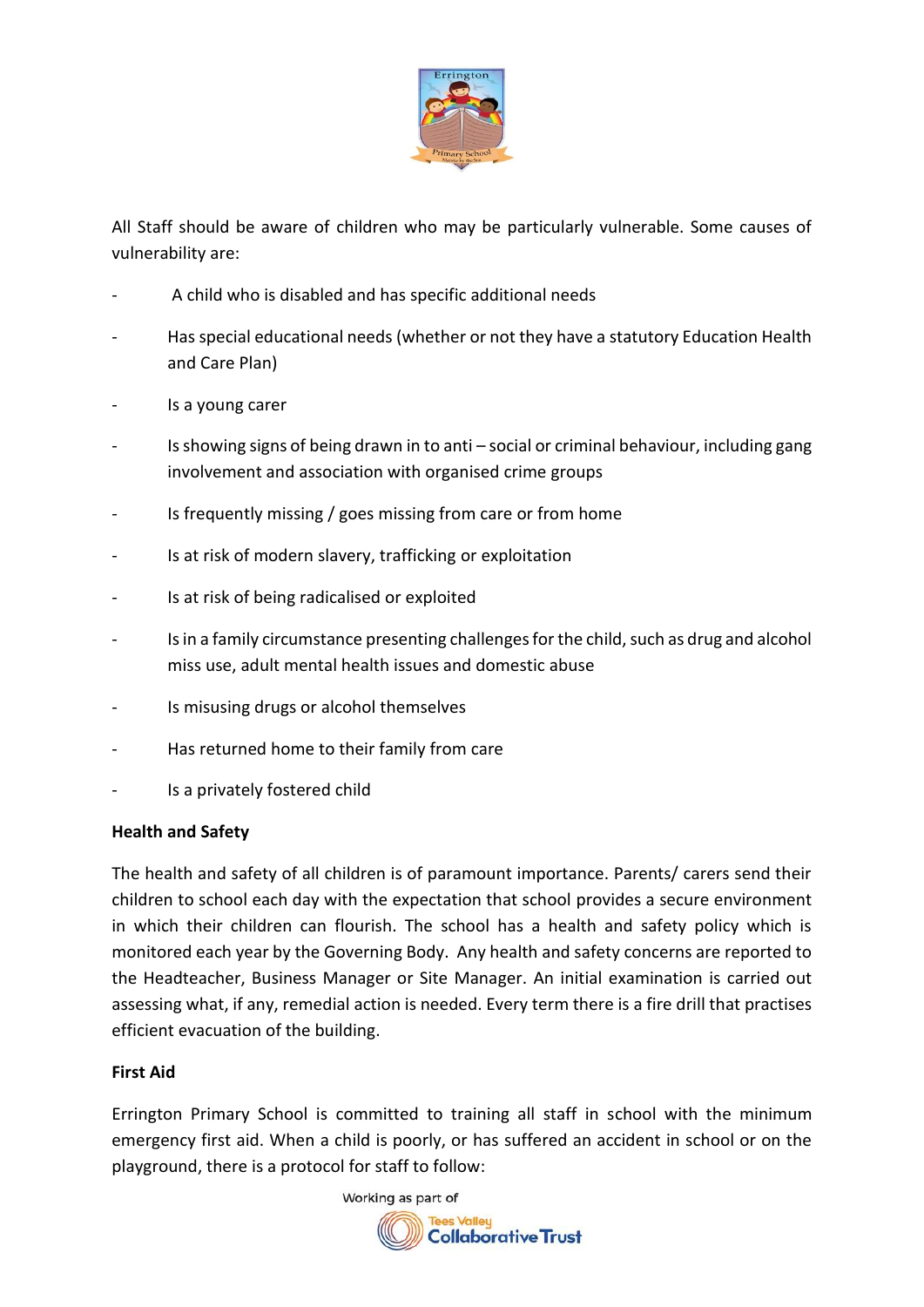All Staff should be aware of children who may be particularly vulnerable. Some causes of vulnerability are:

- A child who is disabled and has specific additional needs
- Has special educational needs (whether or not they have a statutory Education Health and Care Plan)
- Is a young carer
- Is showing signs of being drawn in to anti – social or criminal behaviour, including gang involvement and association with organised crime groups
- Is frequently missing / goes missing from care or from home
- Is at risk of modern slavery, trafficking or exploitation
- Is at risk of being radicalised or exploited
- Is in a family circumstance presenting challenges for the child, such as drug and alcohol miss use, adult mental health issues and domestic abuse
- Is misusing drugs or alcohol themselves
- Has returned home to their family from care
- Is a privately fostered child

**Health and Safety**

The health and safety of all children is of paramount importance. Parents/ carers send their children to school each day with the expectation that school provides a secure environment in which their children can flourish. The school has a health and safety policy which is monitored each year by the Governing Body. Any health and safety concerns are reported to the Headteacher, Business Manager or Site Manager. An initial examination is carried out assessing what, if any, remedial action is needed. Every term there is a fire drill that practises efficient evacuation of the building.

**First Aid**

Errington Primary School is committed to training all staff in school with the minimum emergency first aid. When a child is poorly, or has suffered an accident in school or on the playground, there is a protocol for staff to follow: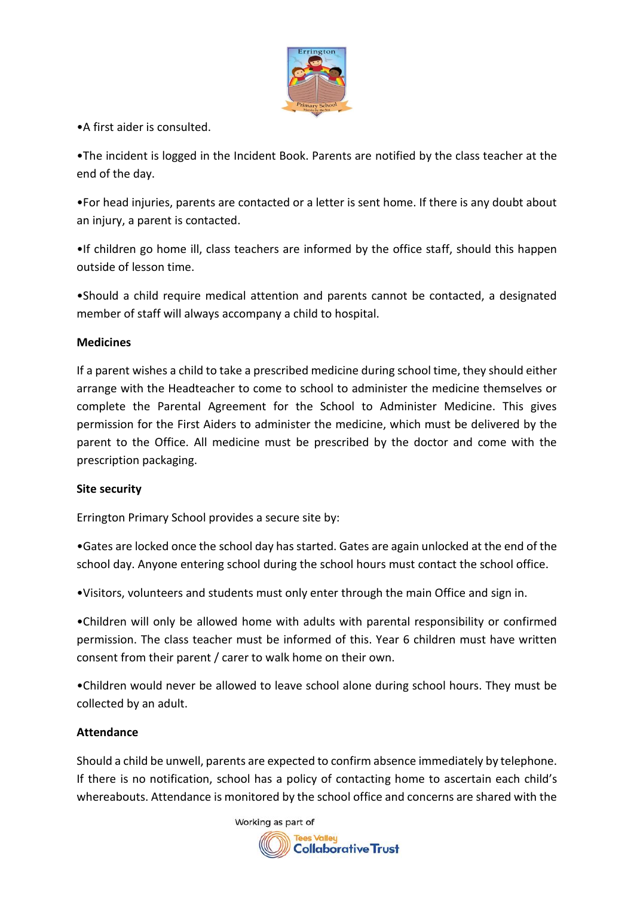•A first aider is consulted.

•The incident is logged in the Incident Book. Parents are notified by the class teacher at the end of the day.

•For head injuries, parents are contacted or a letter is sent home. If there is any doubt about an injury, a parent is contacted.

•If children go home ill, class teachers are informed by the office staff, should this happen outside of lesson time.

•Should a child require medical attention and parents cannot be contacted, a designated member of staff will always accompany a child to hospital.

**Medicines**

If a parent wishes a child to take a prescribed medicine during school time, they should either arrange with the Headteacher to come to school to administer the medicine themselves or complete the Parental Agreement for the School to Administer Medicine. This gives permission for the First Aiders to administer the medicine, which must be delivered by the parent to the Office. All medicine must be prescribed by the doctor and come with the prescription packaging.

**Site security**

Errington Primary School provides a secure site by:

•Gates are locked once the school day has started. Gates are again unlocked at the end of the school day. Anyone entering school during the school hours must contact the school office.

•Visitors, volunteers and students must only enter through the main Office and sign in.

•Children will only be allowed home with adults with parental responsibility or confirmed permission. The class teacher must be informed of this. Year 6 children must have written consent from their parent / carer to walk home on their own.

•Children would never be allowed to leave school alone during school hours. They must be collected by an adult.

**Attendance**

Should a child be unwell, parents are expected to confirm absence immediately by telephone. If there is no notification, school has a policy of contacting home to ascertain each child's whereabouts. Attendance is monitored by the school office and concerns are shared with the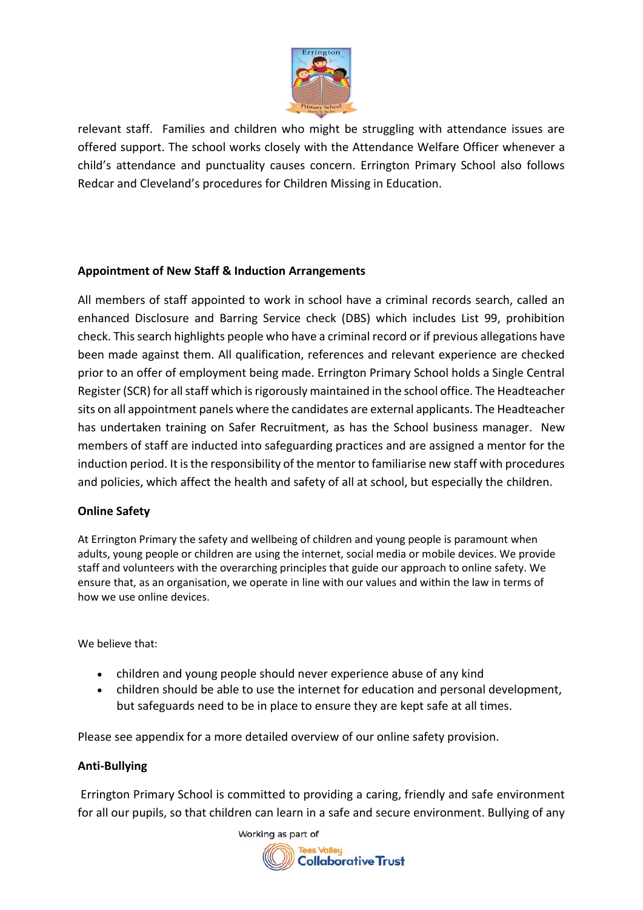relevant staff. Families and children who might be struggling with attendance issues are offered support. The school works closely with the Attendance Welfare Officer whenever a child's attendance and punctuality causes concern. Errington Primary School also follows Redcar and Cleveland's procedures for Children Missing in Education.

**Appointment of New Staff & Induction Arrangements**

All members of staff appointed to work in school have a criminal records search, called an enhanced Disclosure and Barring Service check (DBS) which includes List 99, prohibition check. This search highlights people who have a criminal record or if previous allegations have been made against them. All qualification, references and relevant experience are checked prior to an offer of employment being made. Errington Primary School holds a Single Central Register (SCR) for all staff which is rigorously maintained in the school office. The Headteacher sits on all appointment panels where the candidates are external applicants. The Headteacher has undertaken training on Safer Recruitment, as has the School business manager. New members of staff are inducted into safeguarding practices and are assigned a mentor for the induction period. It is the responsibility of the mentor to familiarise new staff with procedures and policies, which affect the health and safety of all at school, but especially the children.

**Online Safety**

At Errington Primary the safety and wellbeing of children and young people is paramount when adults, young people or children are using the internet, social media or mobile devices. We provide staff and volunteers with the overarching principles that guide our approach to online safety. We ensure that, as an organisation, we operate in line with our values and within the law in terms of how we use online devices.

We believe that:

- children and young people should never experience abuse of any kind
- children should be able to use the internet for education and personal development, but safeguards need to be in place to ensure they are kept safe at all times.

Please see appendix for a more detailed overview of our online safety provision.

**Anti-Bullying**

Errington Primary School is committed to providing a caring, friendly and safe environment for all our pupils, so that children can learn in a safe and secure environment. Bullying of any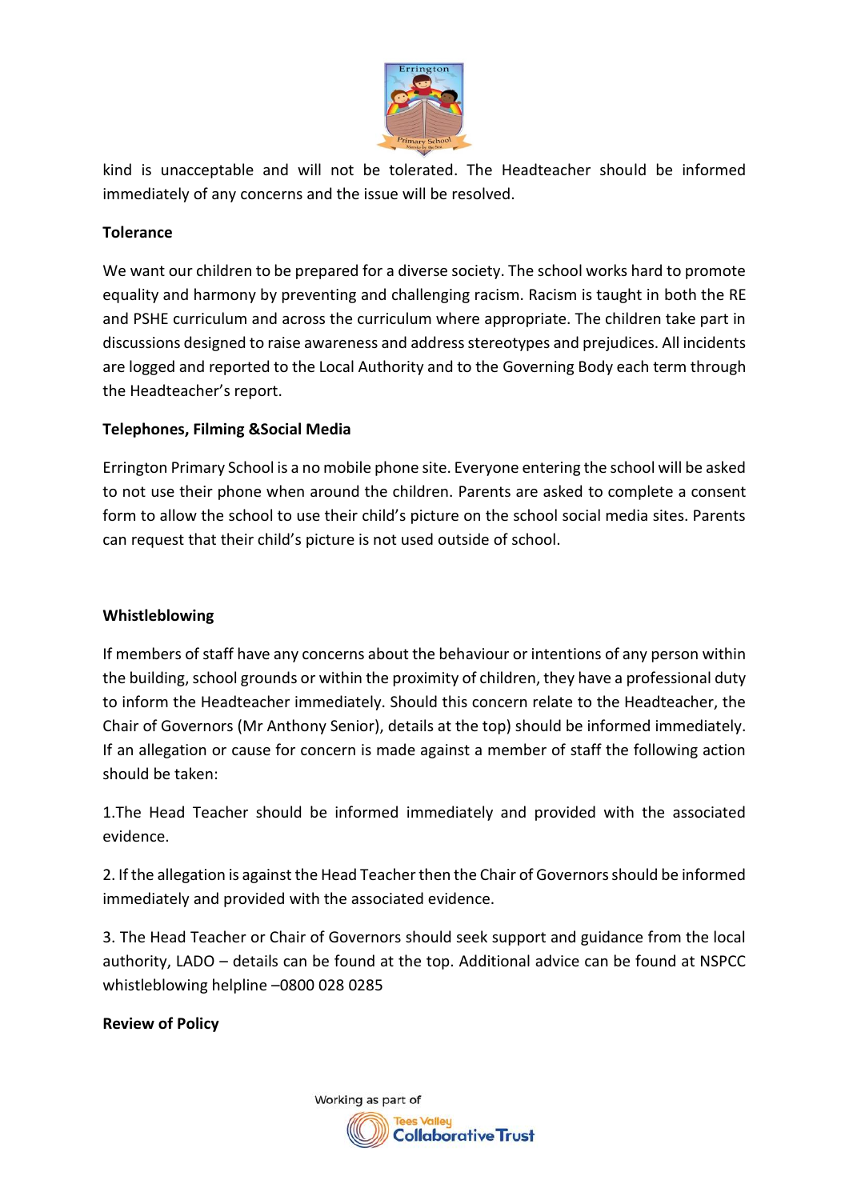kind is unacceptable and will not be tolerated. The Headteacher should be informed immediately of any concerns and the issue will be resolved.

**Tolerance**

We want our children to be prepared for a diverse society. The school works hard to promote equality and harmony by preventing and challenging racism. Racism is taught in both the RE and PSHE curriculum and across the curriculum where appropriate. The children take part in discussions designed to raise awareness and address stereotypes and prejudices. All incidents are logged and reported to the Local Authority and to the Governing Body each term through the Headteacher's report.

**Telephones, Filming &Social Media**

Errington Primary School is a no mobile phone site. Everyone entering the school will be asked to not use their phone when around the children. Parents are asked to complete a consent form to allow the school to use their child's picture on the school social media sites. Parents can request that their child's picture is not used outside of school.

**Whistleblowing**

If members of staff have any concerns about the behaviour or intentions of any person within the building, school grounds or within the proximity of children, they have a professional duty to inform the Headteacher immediately. Should this concern relate to the Headteacher, the Chair of Governors (Mr Anthony Senior), details at the top) should be informed immediately. If an allegation or cause for concern is made against a member of staff the following action should be taken:

1.The Head Teacher should be informed immediately and provided with the associated evidence.

2. If the allegation is against the Head Teacher then the Chair of Governors should be informed immediately and provided with the associated evidence.

3. The Head Teacher or Chair of Governors should seek support and guidance from the local authority, LADO – details can be found at the top. Additional advice can be found at NSPCC whistleblowing helpline –0800 028 0285

**Review of Policy**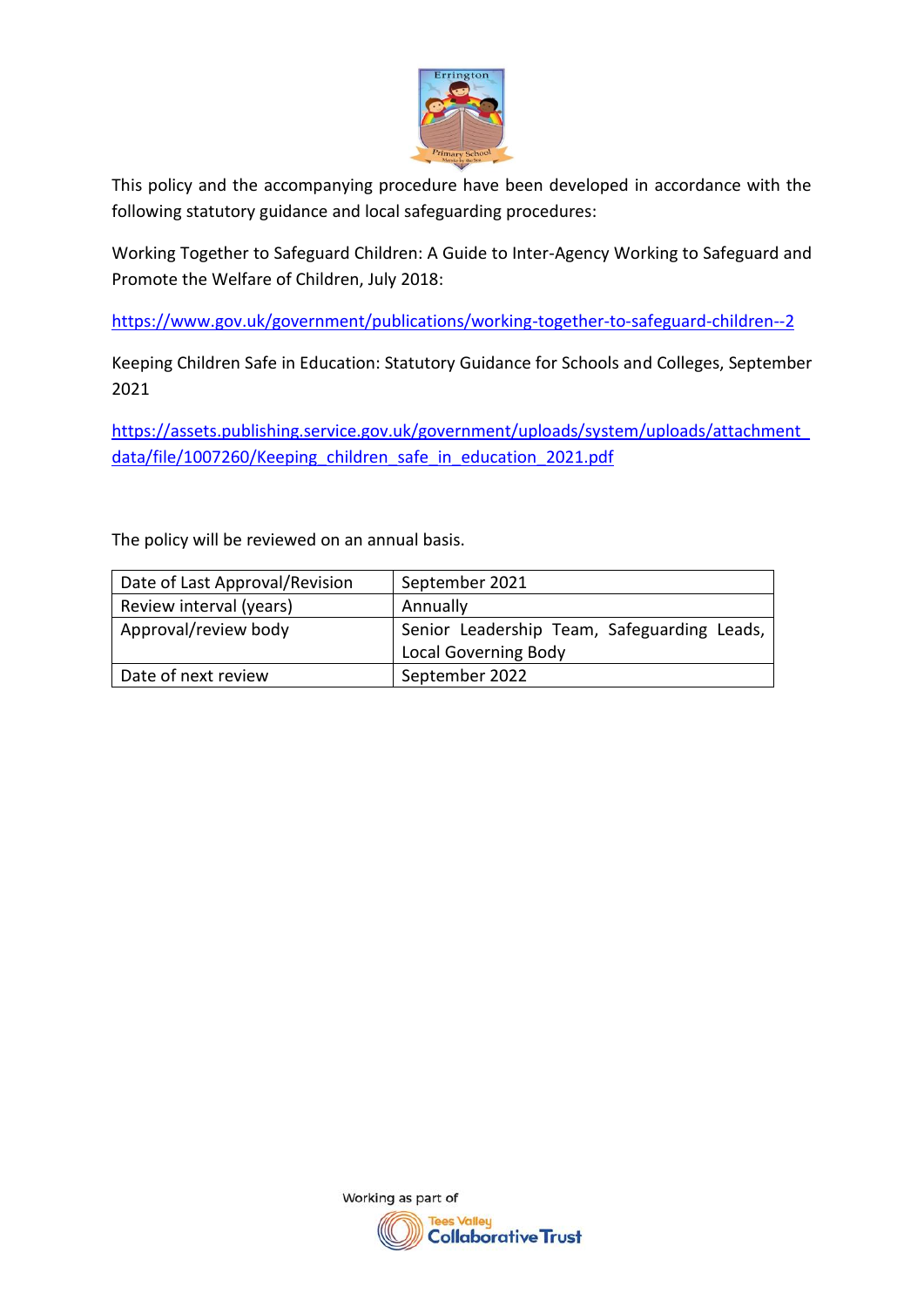This policy and the accompanying procedure have been developed in accordance with the following statutory guidance and local safeguarding procedures:

Working Together to Safeguard Children: A Guide to Inter-Agency Working to Safeguard and Promote the Welfare of Children, July 2018:

https://www.gov.uk/government/publications/working-together-to-safeguard-children--2

Keeping Children Safe in Education: Statutory Guidance for Schools and Colleges, September 2021

https://assets.publishing.service.gov.uk/government/uploads/system/uploads/attachment_data/file/1007260/Keeping_children_safe_in_education_2021.pdf

The policy will be reviewed on an annual basis.

| Date of Last Approval/Revision | September 2021 |
|---|---|
| Review interval (years) | Annually |
| Approval/review body | Senior Leadership Team, Safeguarding Leads, Local Governing Body |
| Date of next review | September 2022 |

Working as part of Tees Valley Collaborative Trust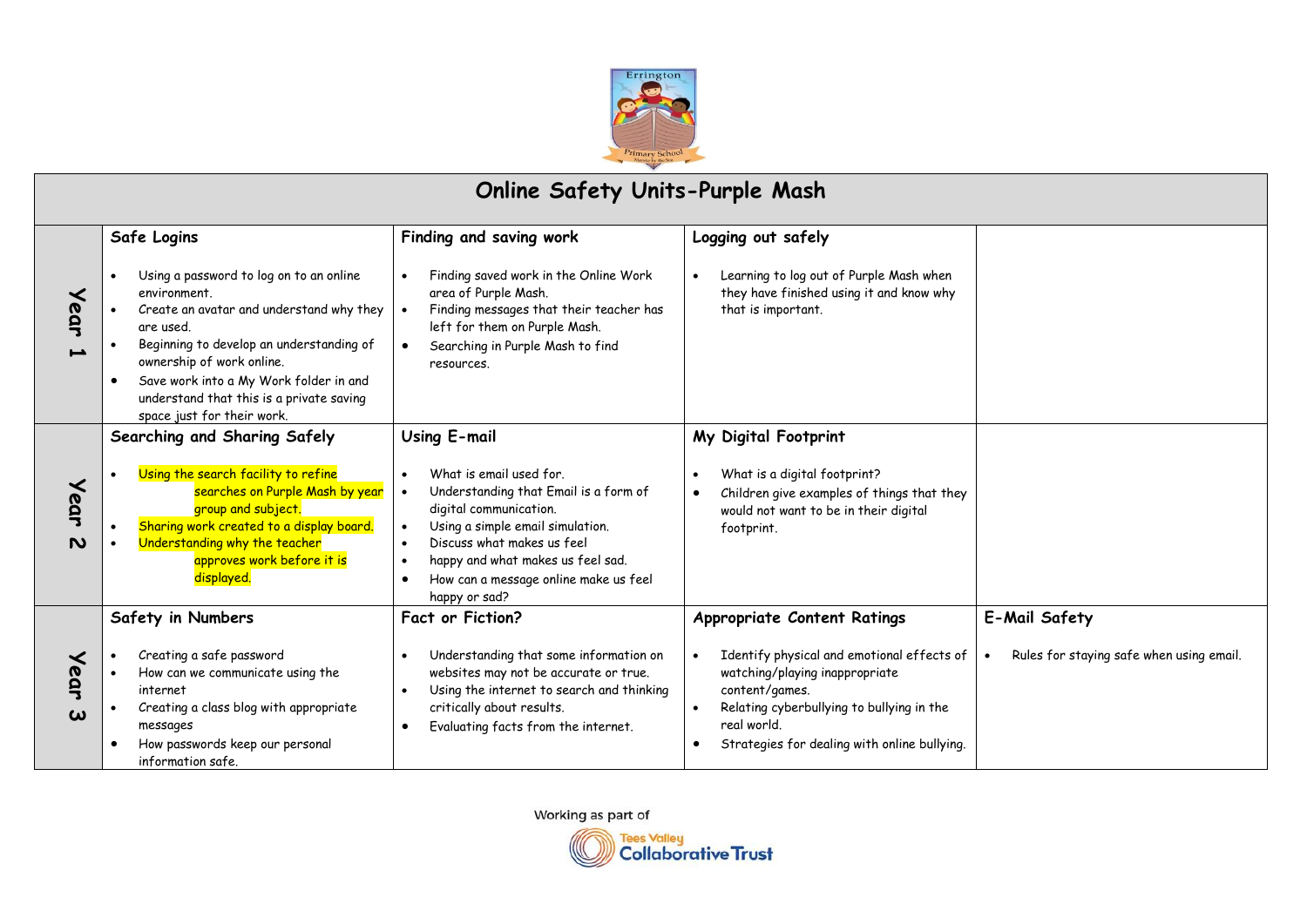# Online Safety Units-Purple Mash

| | | | | |
|---|---|---|---|---|
| **Year 1** | **Safe Logins**<br><br>• Using a password to log on to an online environment.<br>• Create an avatar and understand why they are used.<br>• Beginning to develop an understanding of ownership of work online.<br>• Save work into a My Work folder in and understand that this is a private saving space just for their work. | **Finding and saving work**<br><br>• Finding saved work in the Online Work area of Purple Mash.<br>• Finding messages that their teacher has left for them on Purple Mash.<br>• Searching in Purple Mash to find resources. | **Logging out safely**<br><br>• Learning to log out of Purple Mash when they have finished using it and know why that is important. | |
| **Year 2** | **Searching and Sharing Safely**<br><br>• Using the search facility to refine searches on Purple Mash by year group and subject.<br>• Sharing work created to a display board.<br>• Understanding why the teacher approves work before it is displayed. | **Using E-mail**<br><br>• What is email used for.<br>• Understanding that Email is a form of digital communication.<br>• Using a simple email simulation.<br>• Discuss what makes us feel<br>• happy and what makes us feel sad.<br>• How can a message online make us feel happy or sad? | **My Digital Footprint**<br><br>• What is a digital footprint?<br>• Children give examples of things that they would not want to be in their digital footprint. | |
| **Year 3** | **Safety in Numbers**<br><br>• Creating a safe password<br>• How can we communicate using the internet<br>• Creating a class blog with appropriate messages<br>• How passwords keep our personal information safe. | **Fact or Fiction?**<br><br>• Understanding that some information on websites may not be accurate or true.<br>• Using the internet to search and thinking critically about results.<br>• Evaluating facts from the internet. | **Appropriate Content Ratings**<br><br>• Identify physical and emotional effects of watching/playing inappropriate content/games.<br>• Relating cyberbullying to bullying in the real world.<br>• Strategies for dealing with online bullying. | **E-Mail Safety**<br><br>• Rules for staying safe when using email. |

Working as part of Tees Valley Collaborative Trust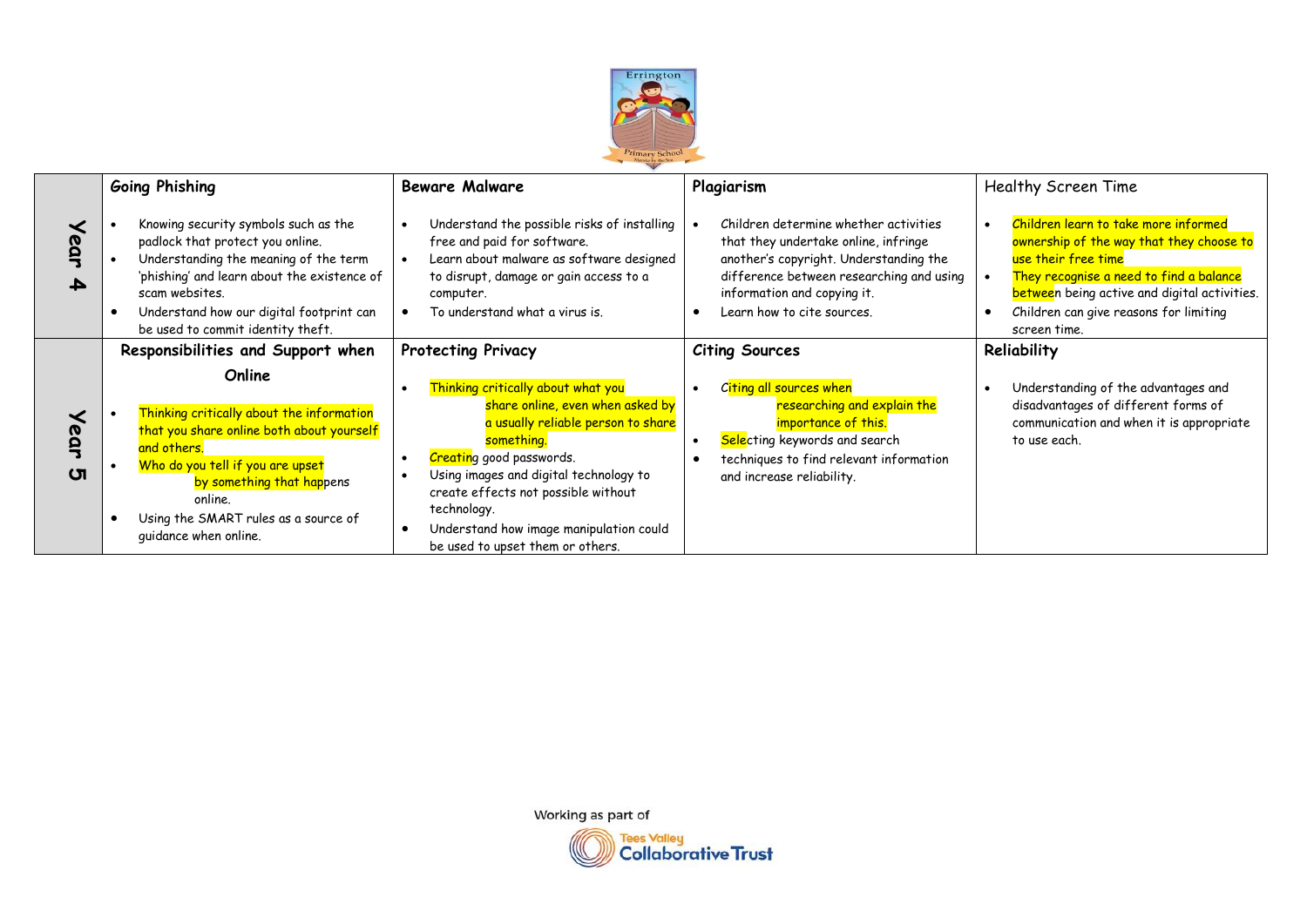| | Going Phishing | Beware Malware | Plagiarism | Healthy Screen Time |
|---|---|---|---|---|
| **Year 4** | • Knowing security symbols such as the padlock that protect you online.<br>• Understanding the meaning of the term 'phishing' and learn about the existence of scam websites.<br>• Understand how our digital footprint can be used to commit identity theft. | • Understand the possible risks of installing free and paid for software.<br>• Learn about malware as software designed to disrupt, damage or gain access to a computer.<br>• To understand what a virus is. | • Children determine whether activities that they undertake online, infringe another's copyright. Understanding the difference between researching and using information and copying it.<br>• Learn how to cite sources. | • Children learn to take more informed ownership of the way that they choose to use their free time<br>• They recognise a need to find a balance between being active and digital activities.<br>• Children can give reasons for limiting screen time. |
| | **Responsibilities and Support when Online** | **Protecting Privacy** | **Citing Sources** | **Reliability** |
| **Year 5** | • Thinking critically about the information that you share online both about yourself and others.<br>• Who do you tell if you are upset by something that happens online.<br>• Using the SMART rules as a source of guidance when online. | • Thinking critically about what you share online, even when asked by a usually reliable person to share something.<br>• Creating good passwords.<br>• Using images and digital technology to create effects not possible without technology.<br>• Understand how image manipulation could be used to upset them or others. | • Citing all sources when researching and explain the importance of this.<br>• Selecting keywords and search<br>• techniques to find relevant information and increase reliability. | • Understanding of the advantages and disadvantages of different forms of communication and when it is appropriate to use each. |

Working as part of Tees Valley Collaborative Trust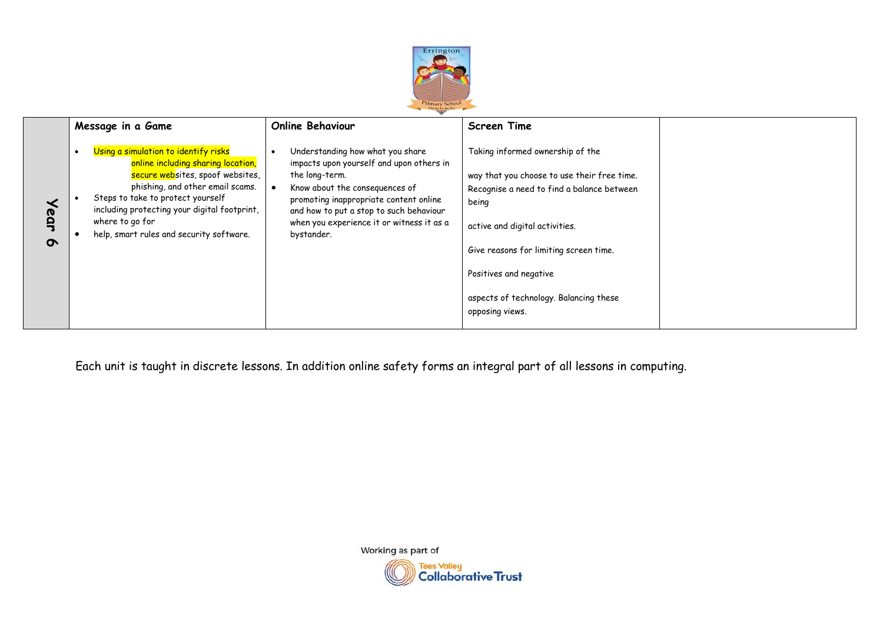| | Message in a Game | Online Behaviour | Screen Time | |
|---|---|---|---|---|
| Year 6 | • Using a simulation to identify risks online including sharing location, secure websites, spoof websites, phishing, and other email scams.<br>• Steps to take to protect yourself including protecting your digital footprint, where to go for<br>• help, smart rules and security software. | • Understanding how what you share impacts upon yourself and upon others in the long-term.<br>• Know about the consequences of promoting inappropriate content online and how to put a stop to such behaviour when you experience it or witness it as a bystander. | Taking informed ownership of the<br><br>way that you choose to use their free time. Recognise a need to find a balance between being<br><br>active and digital activities.<br><br>Give reasons for limiting screen time.<br><br>Positives and negative<br><br>aspects of technology. Balancing these opposing views. | |

Each unit is taught in discrete lessons. In addition online safety forms an integral part of all lessons in computing.

Working as part of Tees Valley Collaborative Trust